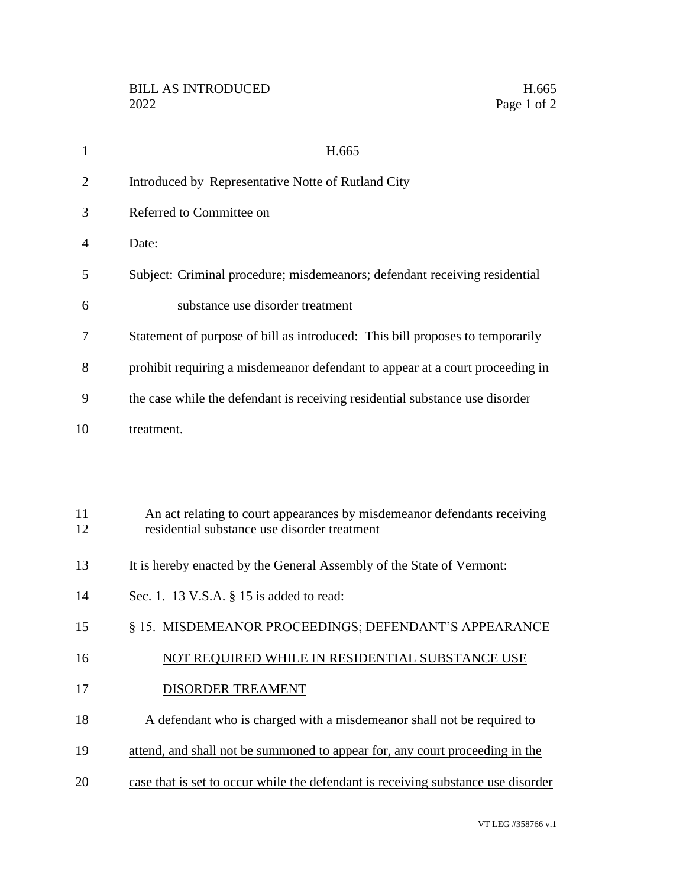H.665

Introduced by Representative Notte of Rutland City

Referred to Committee on

Date:

Subject: Criminal procedure; misdemeanors; defendant receiving residential substance use disorder treatment

Statement of purpose of bill as introduced: This bill proposes to temporarily prohibit requiring a misdemeanor defendant to appear at a court proceeding in the case while the defendant is receiving residential substance use disorder treatment.

An act relating to court appearances by misdemeanor defendants receiving residential substance use disorder treatment

It is hereby enacted by the General Assembly of the State of Vermont:

Sec. 1. 13 V.S.A. § 15 is added to read:

§ 15. MISDEMEANOR PROCEEDINGS; DEFENDANT'S APPEARANCE NOT REQUIRED WHILE IN RESIDENTIAL SUBSTANCE USE DISORDER TREAMENT

A defendant who is charged with a misdemeanor shall not be required to attend, and shall not be summoned to appear for, any court proceeding in the case that is set to occur while the defendant is receiving substance use disorder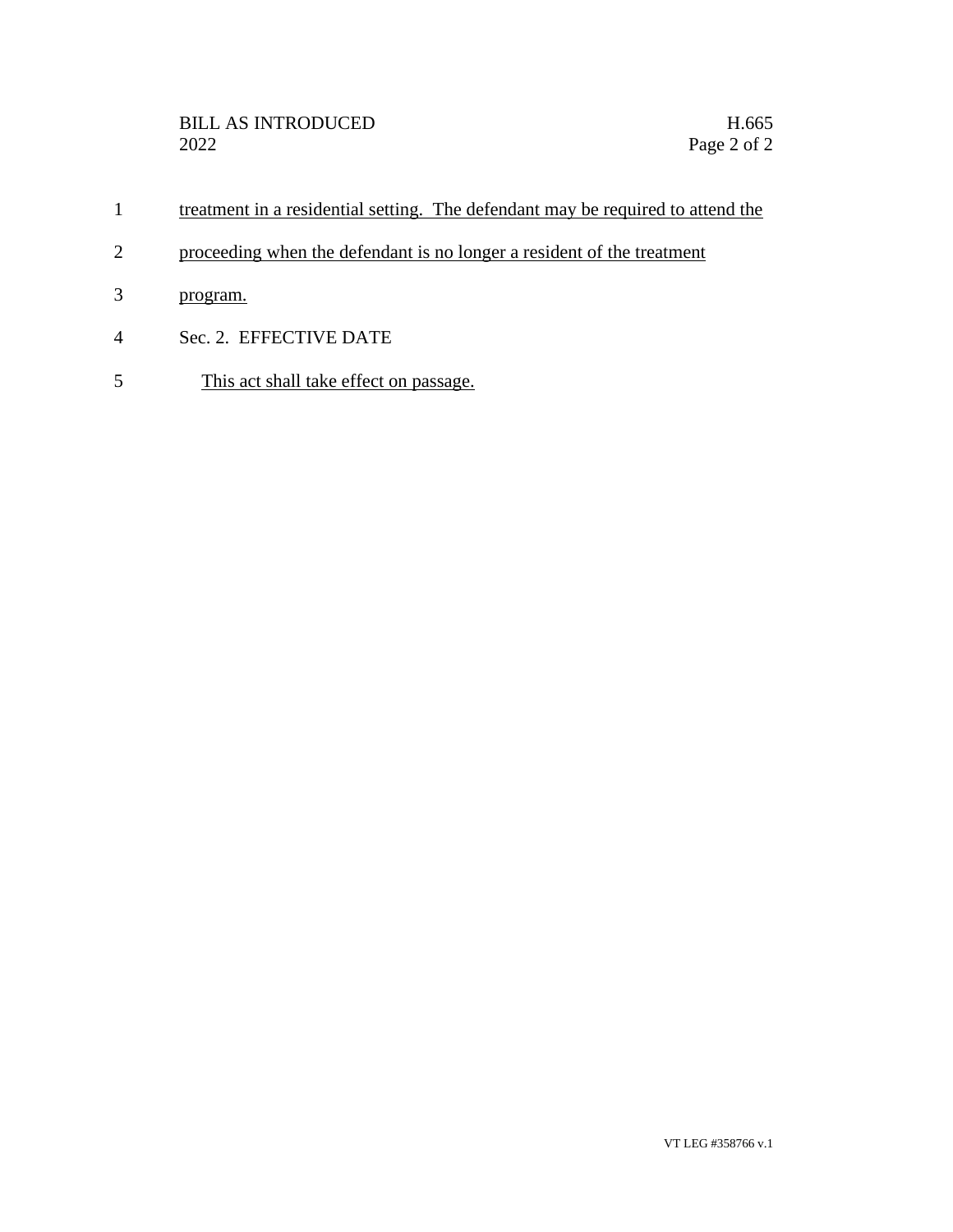treatment in a residential setting. The defendant may be required to attend the proceeding when the defendant is no longer a resident of the treatment program.

Sec. 2. EFFECTIVE DATE

This act shall take effect on passage.